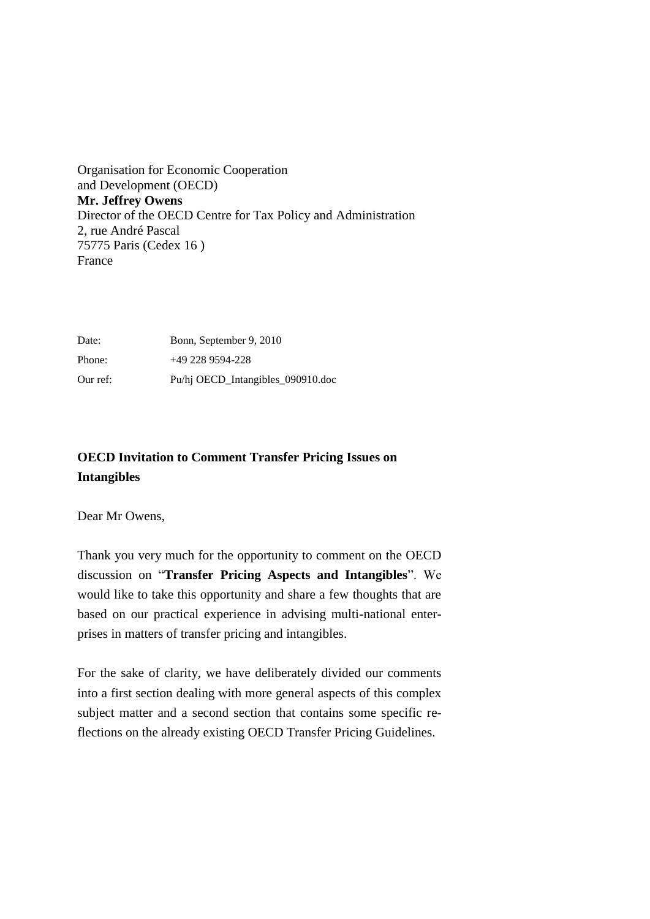Organisation for Economic Cooperation
and Development (OECD)
**Mr. Jeffrey Owens**
Director of the OECD Centre for Tax Policy and Administration
2, rue André Pascal
75775 Paris (Cedex 16 )
France

| | |
|---|---|
| Date: | Bonn, September 9, 2010 |
| Phone: | +49 228 9594-228 |
| Our ref: | Pu/hj OECD_Intangibles_090910.doc |

**OECD Invitation to Comment Transfer Pricing Issues on Intangibles**

Dear Mr Owens,

Thank you very much for the opportunity to comment on the OECD discussion on "**Transfer Pricing Aspects and Intangibles**". We would like to take this opportunity and share a few thoughts that are based on our practical experience in advising multi-national enterprises in matters of transfer pricing and intangibles.

For the sake of clarity, we have deliberately divided our comments into a first section dealing with more general aspects of this complex subject matter and a second section that contains some specific reflections on the already existing OECD Transfer Pricing Guidelines.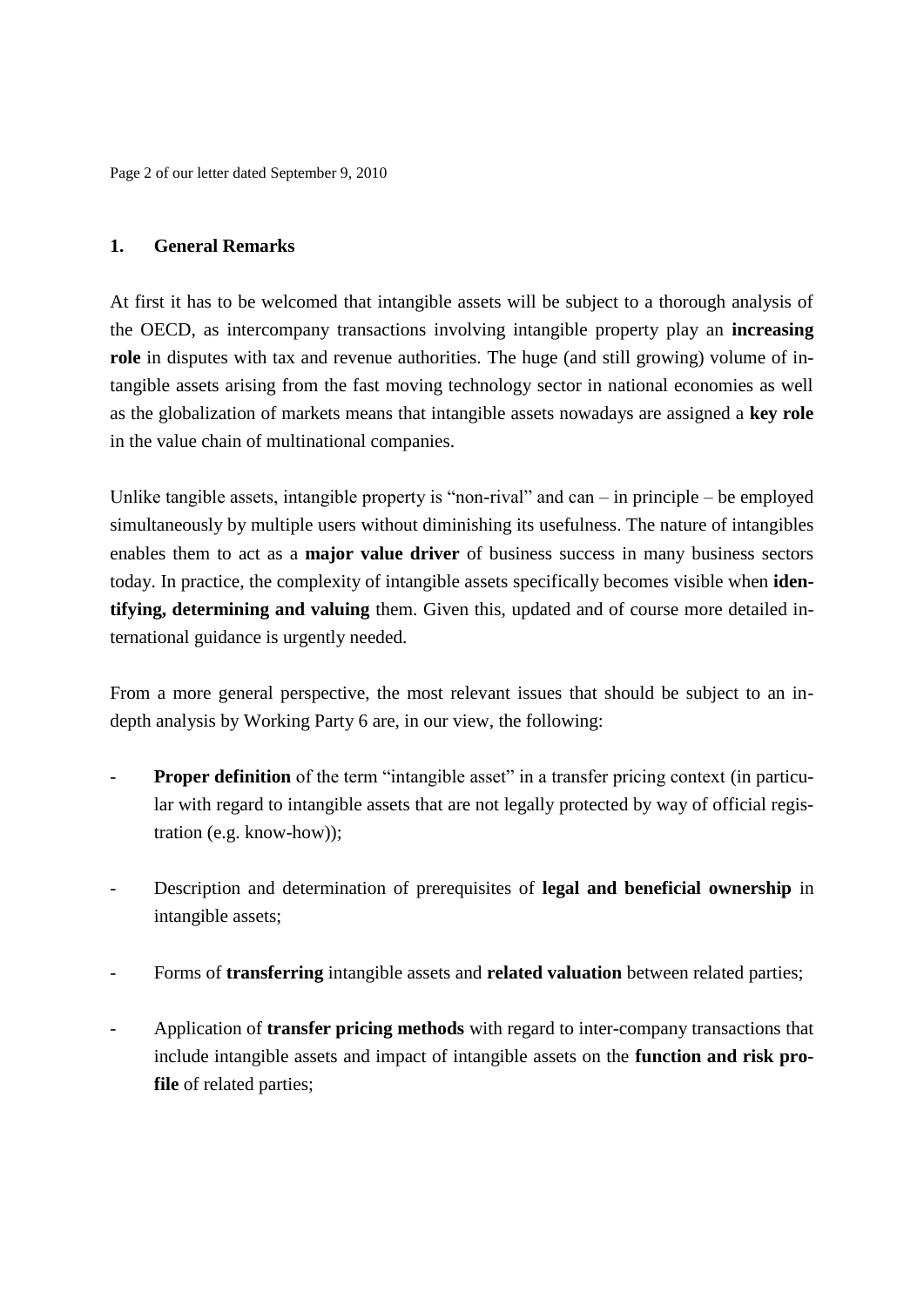## 1. General Remarks

At first it has to be welcomed that intangible assets will be subject to a thorough analysis of the OECD, as intercompany transactions involving intangible property play an **increasing role** in disputes with tax and revenue authorities. The huge (and still growing) volume of intangible assets arising from the fast moving technology sector in national economies as well as the globalization of markets means that intangible assets nowadays are assigned a **key role** in the value chain of multinational companies.

Unlike tangible assets, intangible property is "non-rival" and can – in principle – be employed simultaneously by multiple users without diminishing its usefulness. The nature of intangibles enables them to act as a **major value driver** of business success in many business sectors today. In practice, the complexity of intangible assets specifically becomes visible when **identifying, determining and valuing** them. Given this, updated and of course more detailed international guidance is urgently needed.

From a more general perspective, the most relevant issues that should be subject to an in-depth analysis by Working Party 6 are, in our view, the following:

- **Proper definition** of the term "intangible asset" in a transfer pricing context (in particular with regard to intangible assets that are not legally protected by way of official registration (e.g. know-how));
- Description and determination of prerequisites of **legal and beneficial ownership** in intangible assets;
- Forms of **transferring** intangible assets and **related valuation** between related parties;
- Application of **transfer pricing methods** with regard to inter-company transactions that include intangible assets and impact of intangible assets on the **function and risk profile** of related parties;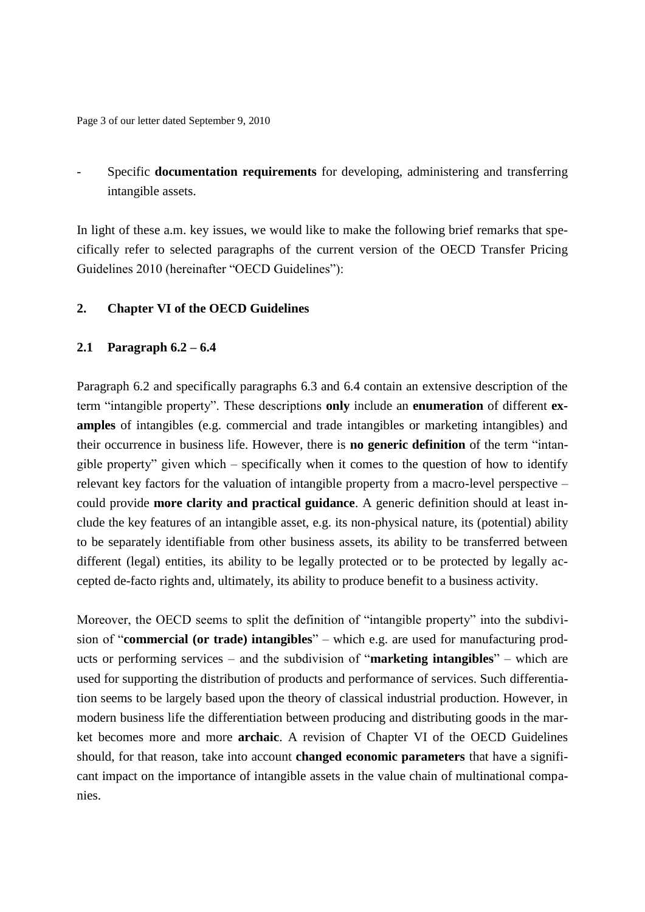- Specific **documentation requirements** for developing, administering and transferring intangible assets.

In light of these a.m. key issues, we would like to make the following brief remarks that specifically refer to selected paragraphs of the current version of the OECD Transfer Pricing Guidelines 2010 (hereinafter "OECD Guidelines"):

## 2. Chapter VI of the OECD Guidelines

### 2.1 Paragraph 6.2 – 6.4

Paragraph 6.2 and specifically paragraphs 6.3 and 6.4 contain an extensive description of the term "intangible property". These descriptions **only** include an **enumeration** of different **examples** of intangibles (e.g. commercial and trade intangibles or marketing intangibles) and their occurrence in business life. However, there is **no generic definition** of the term "intangible property" given which – specifically when it comes to the question of how to identify relevant key factors for the valuation of intangible property from a macro-level perspective – could provide **more clarity and practical guidance**. A generic definition should at least include the key features of an intangible asset, e.g. its non-physical nature, its (potential) ability to be separately identifiable from other business assets, its ability to be transferred between different (legal) entities, its ability to be legally protected or to be protected by legally accepted de-facto rights and, ultimately, its ability to produce benefit to a business activity.

Moreover, the OECD seems to split the definition of "intangible property" into the subdivision of "**commercial (or trade) intangibles**" – which e.g. are used for manufacturing products or performing services – and the subdivision of "**marketing intangibles**" – which are used for supporting the distribution of products and performance of services. Such differentiation seems to be largely based upon the theory of classical industrial production. However, in modern business life the differentiation between producing and distributing goods in the market becomes more and more **archaic**. A revision of Chapter VI of the OECD Guidelines should, for that reason, take into account **changed economic parameters** that have a significant impact on the importance of intangible assets in the value chain of multinational companies.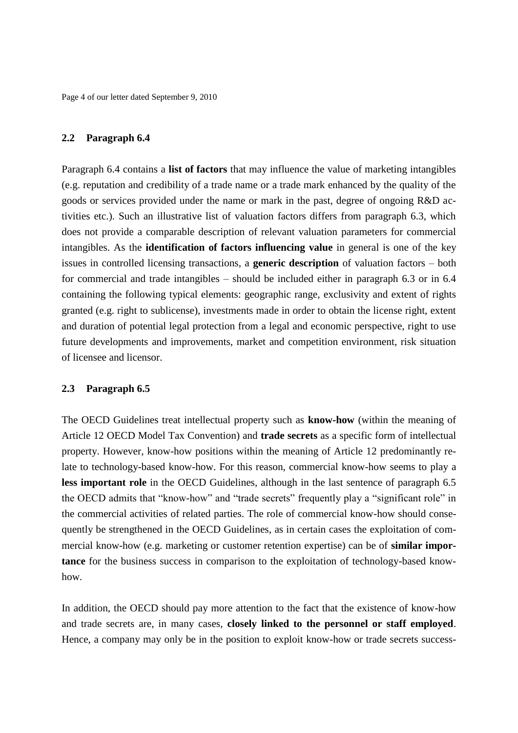## 2.2 Paragraph 6.4

Paragraph 6.4 contains a **list of factors** that may influence the value of marketing intangibles (e.g. reputation and credibility of a trade name or a trade mark enhanced by the quality of the goods or services provided under the name or mark in the past, degree of ongoing R&D activities etc.). Such an illustrative list of valuation factors differs from paragraph 6.3, which does not provide a comparable description of relevant valuation parameters for commercial intangibles. As the **identification of factors influencing value** in general is one of the key issues in controlled licensing transactions, a **generic description** of valuation factors – both for commercial and trade intangibles – should be included either in paragraph 6.3 or in 6.4 containing the following typical elements: geographic range, exclusivity and extent of rights granted (e.g. right to sublicense), investments made in order to obtain the license right, extent and duration of potential legal protection from a legal and economic perspective, right to use future developments and improvements, market and competition environment, risk situation of licensee and licensor.

## 2.3 Paragraph 6.5

The OECD Guidelines treat intellectual property such as **know-how** (within the meaning of Article 12 OECD Model Tax Convention) and **trade secrets** as a specific form of intellectual property. However, know-how positions within the meaning of Article 12 predominantly relate to technology-based know-how. For this reason, commercial know-how seems to play a **less important role** in the OECD Guidelines, although in the last sentence of paragraph 6.5 the OECD admits that "know-how" and "trade secrets" frequently play a "significant role" in the commercial activities of related parties. The role of commercial know-how should consequently be strengthened in the OECD Guidelines, as in certain cases the exploitation of commercial know-how (e.g. marketing or customer retention expertise) can be of **similar importance** for the business success in comparison to the exploitation of technology-based know-how.

In addition, the OECD should pay more attention to the fact that the existence of know-how and trade secrets are, in many cases, **closely linked to the personnel or staff employed**. Hence, a company may only be in the position to exploit know-how or trade secrets success-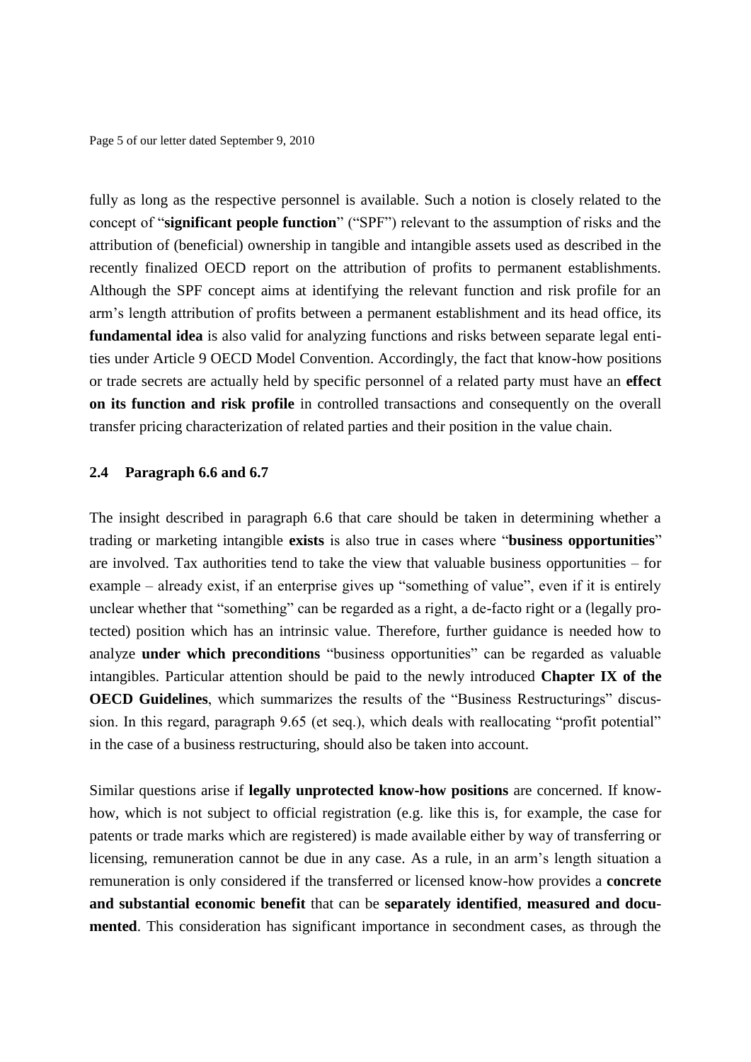fully as long as the respective personnel is available. Such a notion is closely related to the concept of "**significant people function**" ("SPF") relevant to the assumption of risks and the attribution of (beneficial) ownership in tangible and intangible assets used as described in the recently finalized OECD report on the attribution of profits to permanent establishments. Although the SPF concept aims at identifying the relevant function and risk profile for an arm's length attribution of profits between a permanent establishment and its head office, its **fundamental idea** is also valid for analyzing functions and risks between separate legal entities under Article 9 OECD Model Convention. Accordingly, the fact that know-how positions or trade secrets are actually held by specific personnel of a related party must have an **effect on its function and risk profile** in controlled transactions and consequently on the overall transfer pricing characterization of related parties and their position in the value chain.

## 2.4 Paragraph 6.6 and 6.7

The insight described in paragraph 6.6 that care should be taken in determining whether a trading or marketing intangible **exists** is also true in cases where "**business opportunities**" are involved. Tax authorities tend to take the view that valuable business opportunities – for example – already exist, if an enterprise gives up "something of value", even if it is entirely unclear whether that "something" can be regarded as a right, a de-facto right or a (legally protected) position which has an intrinsic value. Therefore, further guidance is needed how to analyze **under which preconditions** "business opportunities" can be regarded as valuable intangibles. Particular attention should be paid to the newly introduced **Chapter IX of the OECD Guidelines**, which summarizes the results of the "Business Restructurings" discussion. In this regard, paragraph 9.65 (et seq.), which deals with reallocating "profit potential" in the case of a business restructuring, should also be taken into account.

Similar questions arise if **legally unprotected know-how positions** are concerned. If know-how, which is not subject to official registration (e.g. like this is, for example, the case for patents or trade marks which are registered) is made available either by way of transferring or licensing, remuneration cannot be due in any case. As a rule, in an arm's length situation a remuneration is only considered if the transferred or licensed know-how provides a **concrete and substantial economic benefit** that can be **separately identified**, **measured and documented**. This consideration has significant importance in secondment cases, as through the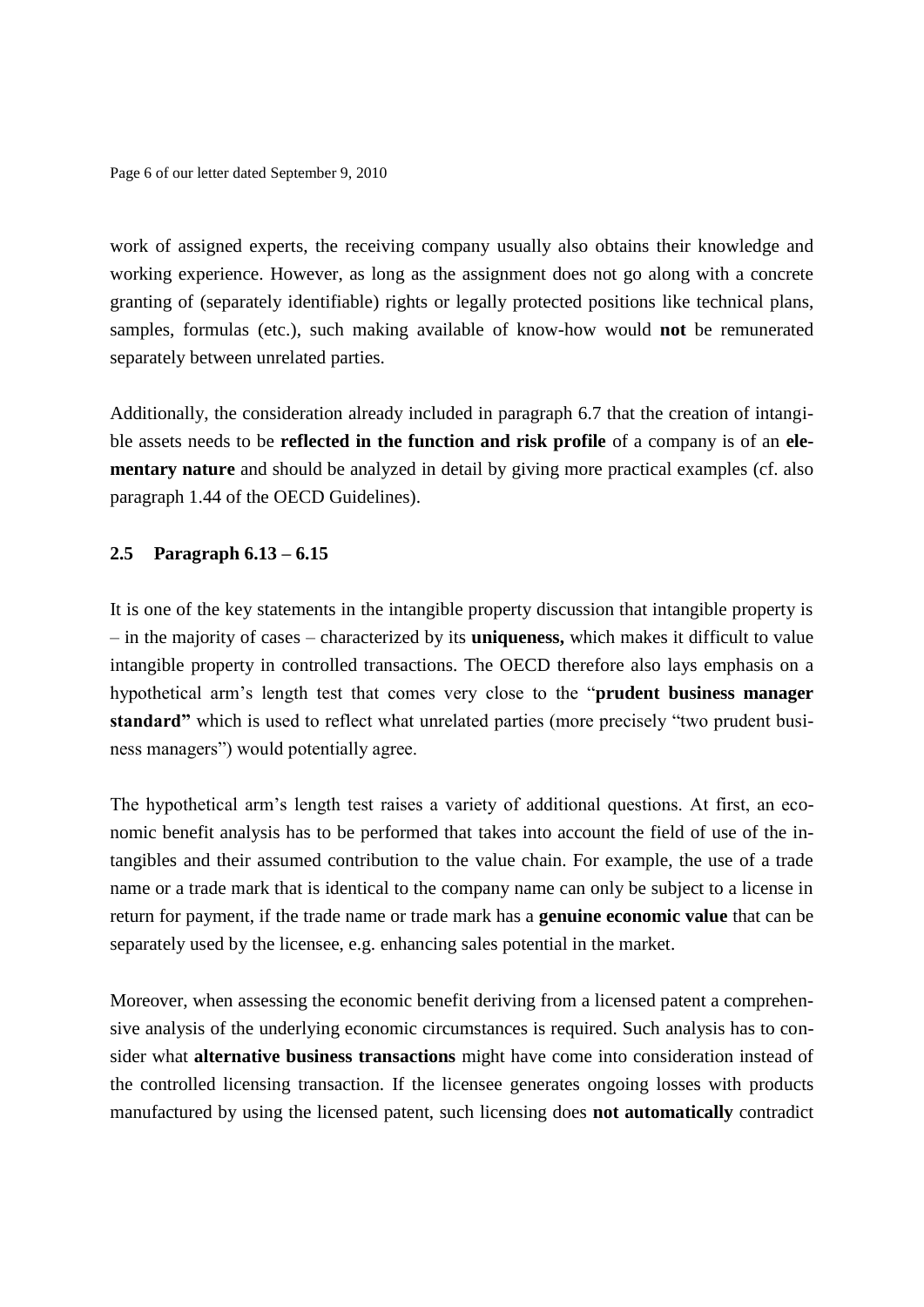work of assigned experts, the receiving company usually also obtains their knowledge and working experience. However, as long as the assignment does not go along with a concrete granting of (separately identifiable) rights or legally protected positions like technical plans, samples, formulas (etc.), such making available of know-how would **not** be remunerated separately between unrelated parties.

Additionally, the consideration already included in paragraph 6.7 that the creation of intangible assets needs to be **reflected in the function and risk profile** of a company is of an **elementary nature** and should be analyzed in detail by giving more practical examples (cf. also paragraph 1.44 of the OECD Guidelines).

### 2.5 Paragraph 6.13 – 6.15

It is one of the key statements in the intangible property discussion that intangible property is – in the majority of cases – characterized by its **uniqueness,** which makes it difficult to value intangible property in controlled transactions. The OECD therefore also lays emphasis on a hypothetical arm's length test that comes very close to the "**prudent business manager standard"** which is used to reflect what unrelated parties (more precisely "two prudent business managers") would potentially agree.

The hypothetical arm's length test raises a variety of additional questions. At first, an economic benefit analysis has to be performed that takes into account the field of use of the intangibles and their assumed contribution to the value chain. For example, the use of a trade name or a trade mark that is identical to the company name can only be subject to a license in return for payment, if the trade name or trade mark has a **genuine economic value** that can be separately used by the licensee, e.g. enhancing sales potential in the market.

Moreover, when assessing the economic benefit deriving from a licensed patent a comprehensive analysis of the underlying economic circumstances is required. Such analysis has to consider what **alternative business transactions** might have come into consideration instead of the controlled licensing transaction. If the licensee generates ongoing losses with products manufactured by using the licensed patent, such licensing does **not automatically** contradict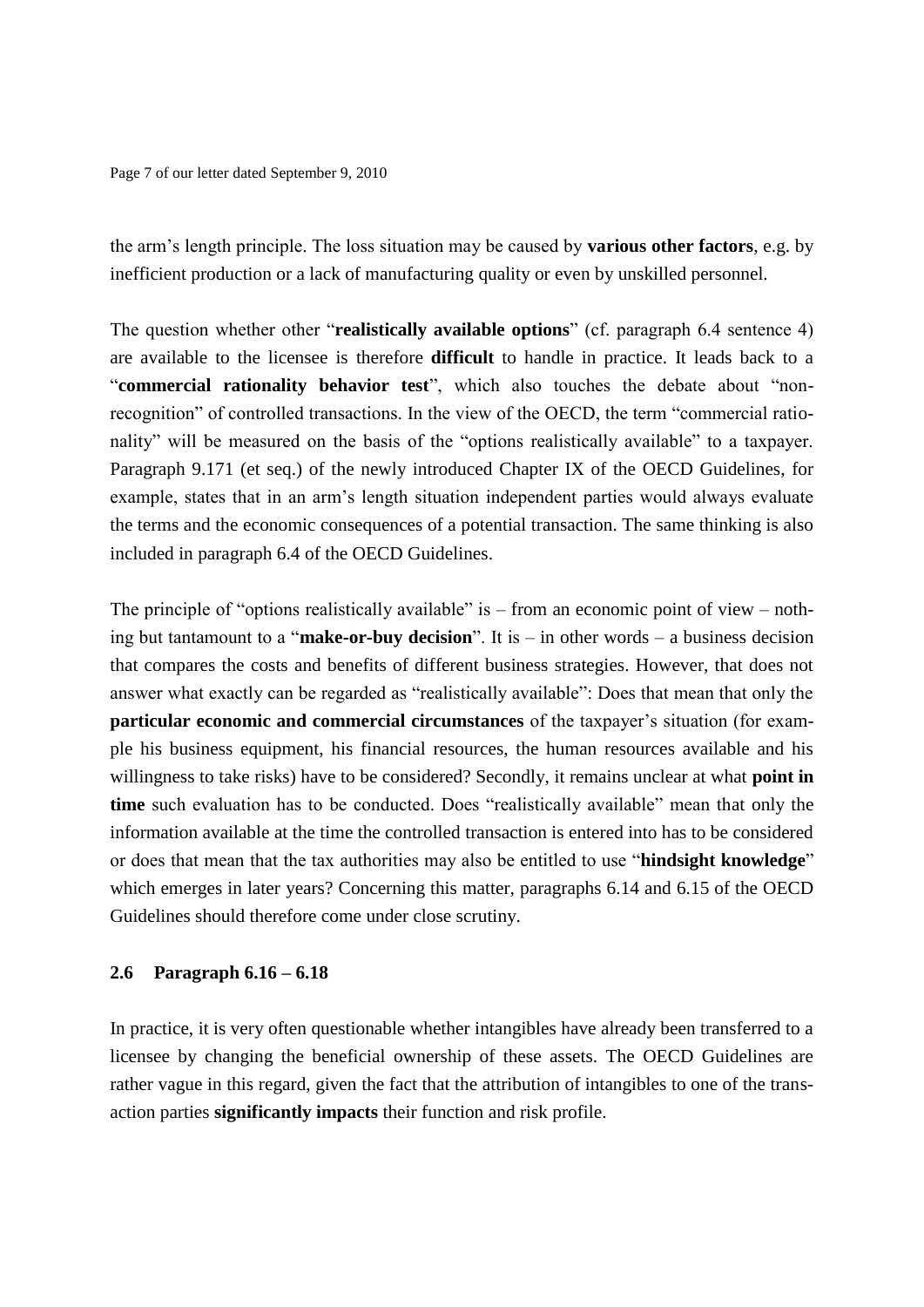the arm's length principle. The loss situation may be caused by **various other factors**, e.g. by inefficient production or a lack of manufacturing quality or even by unskilled personnel.

The question whether other "**realistically available options**" (cf. paragraph 6.4 sentence 4) are available to the licensee is therefore **difficult** to handle in practice. It leads back to a "**commercial rationality behavior test**", which also touches the debate about "non-recognition" of controlled transactions. In the view of the OECD, the term "commercial rationality" will be measured on the basis of the "options realistically available" to a taxpayer. Paragraph 9.171 (et seq.) of the newly introduced Chapter IX of the OECD Guidelines, for example, states that in an arm's length situation independent parties would always evaluate the terms and the economic consequences of a potential transaction. The same thinking is also included in paragraph 6.4 of the OECD Guidelines.

The principle of "options realistically available" is – from an economic point of view – nothing but tantamount to a "**make-or-buy decision**". It is – in other words – a business decision that compares the costs and benefits of different business strategies. However, that does not answer what exactly can be regarded as "realistically available": Does that mean that only the **particular economic and commercial circumstances** of the taxpayer's situation (for example his business equipment, his financial resources, the human resources available and his willingness to take risks) have to be considered? Secondly, it remains unclear at what **point in time** such evaluation has to be conducted. Does "realistically available" mean that only the information available at the time the controlled transaction is entered into has to be considered or does that mean that the tax authorities may also be entitled to use "**hindsight knowledge**" which emerges in later years? Concerning this matter, paragraphs 6.14 and 6.15 of the OECD Guidelines should therefore come under close scrutiny.

### 2.6 Paragraph 6.16 – 6.18

In practice, it is very often questionable whether intangibles have already been transferred to a licensee by changing the beneficial ownership of these assets. The OECD Guidelines are rather vague in this regard, given the fact that the attribution of intangibles to one of the transaction parties **significantly impacts** their function and risk profile.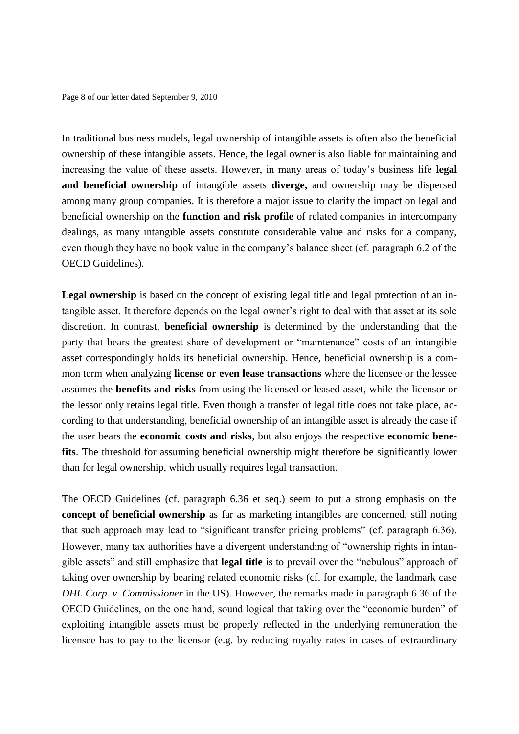In traditional business models, legal ownership of intangible assets is often also the beneficial ownership of these intangible assets. Hence, the legal owner is also liable for maintaining and increasing the value of these assets. However, in many areas of today's business life **legal and beneficial ownership** of intangible assets **diverge,** and ownership may be dispersed among many group companies. It is therefore a major issue to clarify the impact on legal and beneficial ownership on the **function and risk profile** of related companies in intercompany dealings, as many intangible assets constitute considerable value and risks for a company, even though they have no book value in the company's balance sheet (cf. paragraph 6.2 of the OECD Guidelines).

**Legal ownership** is based on the concept of existing legal title and legal protection of an intangible asset. It therefore depends on the legal owner's right to deal with that asset at its sole discretion. In contrast, **beneficial ownership** is determined by the understanding that the party that bears the greatest share of development or "maintenance" costs of an intangible asset correspondingly holds its beneficial ownership. Hence, beneficial ownership is a common term when analyzing **license or even lease transactions** where the licensee or the lessee assumes the **benefits and risks** from using the licensed or leased asset, while the licensor or the lessor only retains legal title. Even though a transfer of legal title does not take place, according to that understanding, beneficial ownership of an intangible asset is already the case if the user bears the **economic costs and risks**, but also enjoys the respective **economic benefits**. The threshold for assuming beneficial ownership might therefore be significantly lower than for legal ownership, which usually requires legal transaction.

The OECD Guidelines (cf. paragraph 6.36 et seq.) seem to put a strong emphasis on the **concept of beneficial ownership** as far as marketing intangibles are concerned, still noting that such approach may lead to "significant transfer pricing problems" (cf. paragraph 6.36). However, many tax authorities have a divergent understanding of "ownership rights in intangible assets" and still emphasize that **legal title** is to prevail over the "nebulous" approach of taking over ownership by bearing related economic risks (cf. for example, the landmark case *DHL Corp. v. Commissioner* in the US). However, the remarks made in paragraph 6.36 of the OECD Guidelines, on the one hand, sound logical that taking over the "economic burden" of exploiting intangible assets must be properly reflected in the underlying remuneration the licensee has to pay to the licensor (e.g. by reducing royalty rates in cases of extraordinary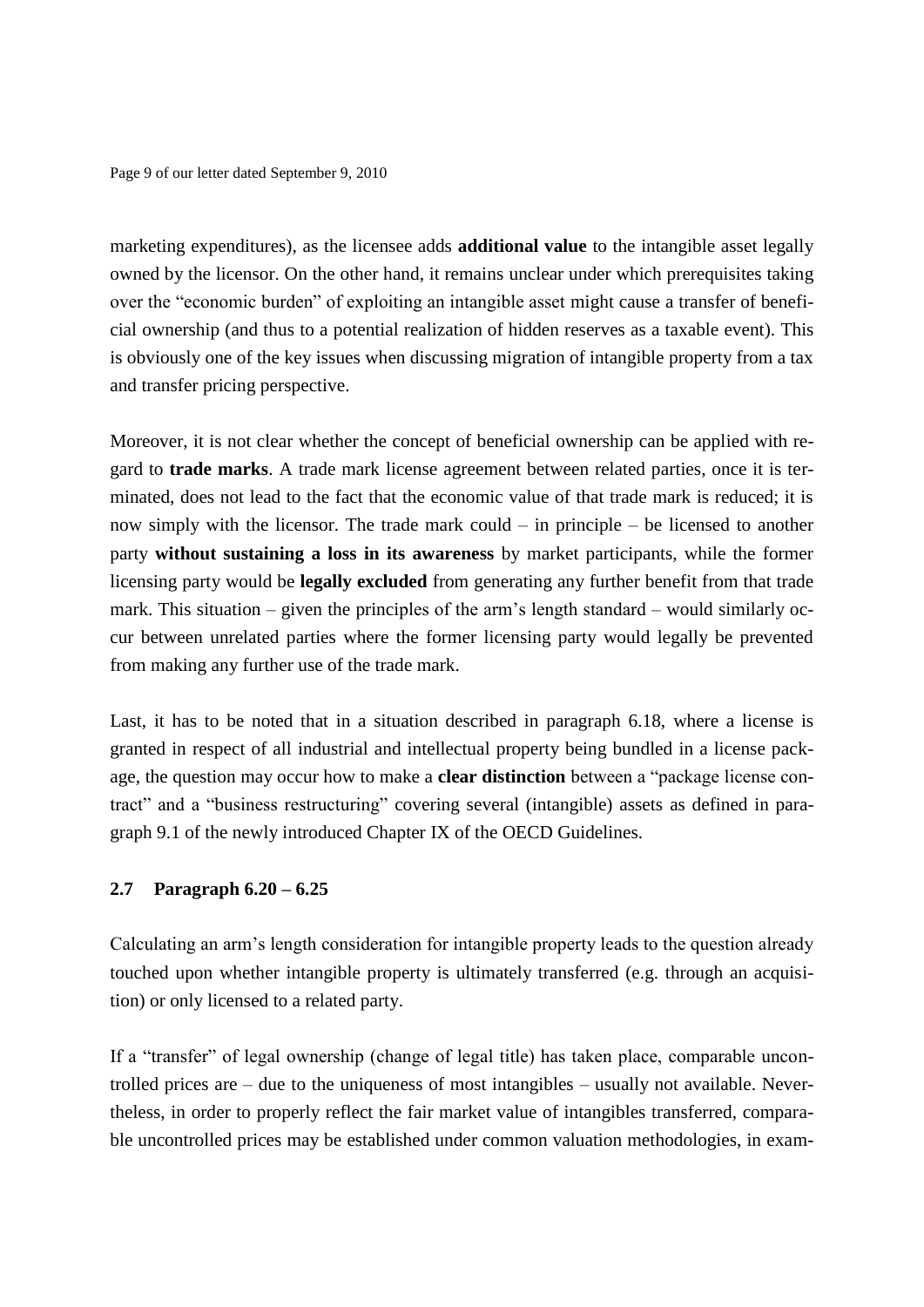marketing expenditures), as the licensee adds **additional value** to the intangible asset legally owned by the licensor. On the other hand, it remains unclear under which prerequisites taking over the "economic burden" of exploiting an intangible asset might cause a transfer of beneficial ownership (and thus to a potential realization of hidden reserves as a taxable event). This is obviously one of the key issues when discussing migration of intangible property from a tax and transfer pricing perspective.

Moreover, it is not clear whether the concept of beneficial ownership can be applied with regard to **trade marks**. A trade mark license agreement between related parties, once it is terminated, does not lead to the fact that the economic value of that trade mark is reduced; it is now simply with the licensor. The trade mark could – in principle – be licensed to another party **without sustaining a loss in its awareness** by market participants, while the former licensing party would be **legally excluded** from generating any further benefit from that trade mark. This situation – given the principles of the arm's length standard – would similarly occur between unrelated parties where the former licensing party would legally be prevented from making any further use of the trade mark.

Last, it has to be noted that in a situation described in paragraph 6.18, where a license is granted in respect of all industrial and intellectual property being bundled in a license package, the question may occur how to make a **clear distinction** between a "package license contract" and a "business restructuring" covering several (intangible) assets as defined in paragraph 9.1 of the newly introduced Chapter IX of the OECD Guidelines.

### 2.7 Paragraph 6.20 – 6.25

Calculating an arm's length consideration for intangible property leads to the question already touched upon whether intangible property is ultimately transferred (e.g. through an acquisition) or only licensed to a related party.

If a "transfer" of legal ownership (change of legal title) has taken place, comparable uncontrolled prices are – due to the uniqueness of most intangibles – usually not available. Nevertheless, in order to properly reflect the fair market value of intangibles transferred, comparable uncontrolled prices may be established under common valuation methodologies, in exam-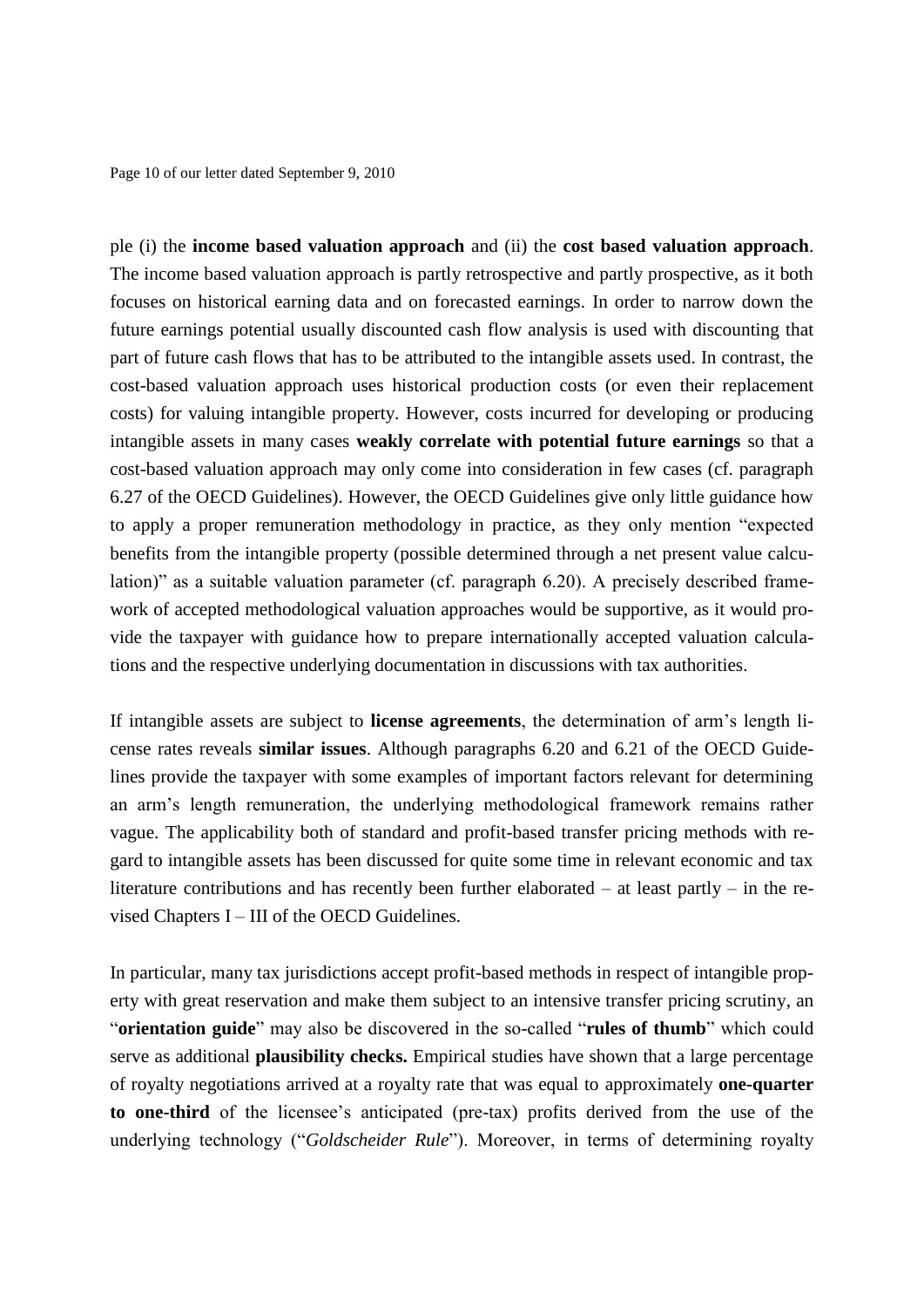ple (i) the **income based valuation approach** and (ii) the **cost based valuation approach**. The income based valuation approach is partly retrospective and partly prospective, as it both focuses on historical earning data and on forecasted earnings. In order to narrow down the future earnings potential usually discounted cash flow analysis is used with discounting that part of future cash flows that has to be attributed to the intangible assets used. In contrast, the cost-based valuation approach uses historical production costs (or even their replacement costs) for valuing intangible property. However, costs incurred for developing or producing intangible assets in many cases **weakly correlate with potential future earnings** so that a cost-based valuation approach may only come into consideration in few cases (cf. paragraph 6.27 of the OECD Guidelines). However, the OECD Guidelines give only little guidance how to apply a proper remuneration methodology in practice, as they only mention "expected benefits from the intangible property (possible determined through a net present value calculation)" as a suitable valuation parameter (cf. paragraph 6.20). A precisely described framework of accepted methodological valuation approaches would be supportive, as it would provide the taxpayer with guidance how to prepare internationally accepted valuation calculations and the respective underlying documentation in discussions with tax authorities.

If intangible assets are subject to **license agreements**, the determination of arm's length license rates reveals **similar issues**. Although paragraphs 6.20 and 6.21 of the OECD Guidelines provide the taxpayer with some examples of important factors relevant for determining an arm's length remuneration, the underlying methodological framework remains rather vague. The applicability both of standard and profit-based transfer pricing methods with regard to intangible assets has been discussed for quite some time in relevant economic and tax literature contributions and has recently been further elaborated – at least partly – in the revised Chapters I – III of the OECD Guidelines.

In particular, many tax jurisdictions accept profit-based methods in respect of intangible property with great reservation and make them subject to an intensive transfer pricing scrutiny, an "**orientation guide**" may also be discovered in the so-called "**rules of thumb**" which could serve as additional **plausibility checks.** Empirical studies have shown that a large percentage of royalty negotiations arrived at a royalty rate that was equal to approximately **one-quarter to one-third** of the licensee's anticipated (pre-tax) profits derived from the use of the underlying technology ("*Goldscheider Rule*"). Moreover, in terms of determining royalty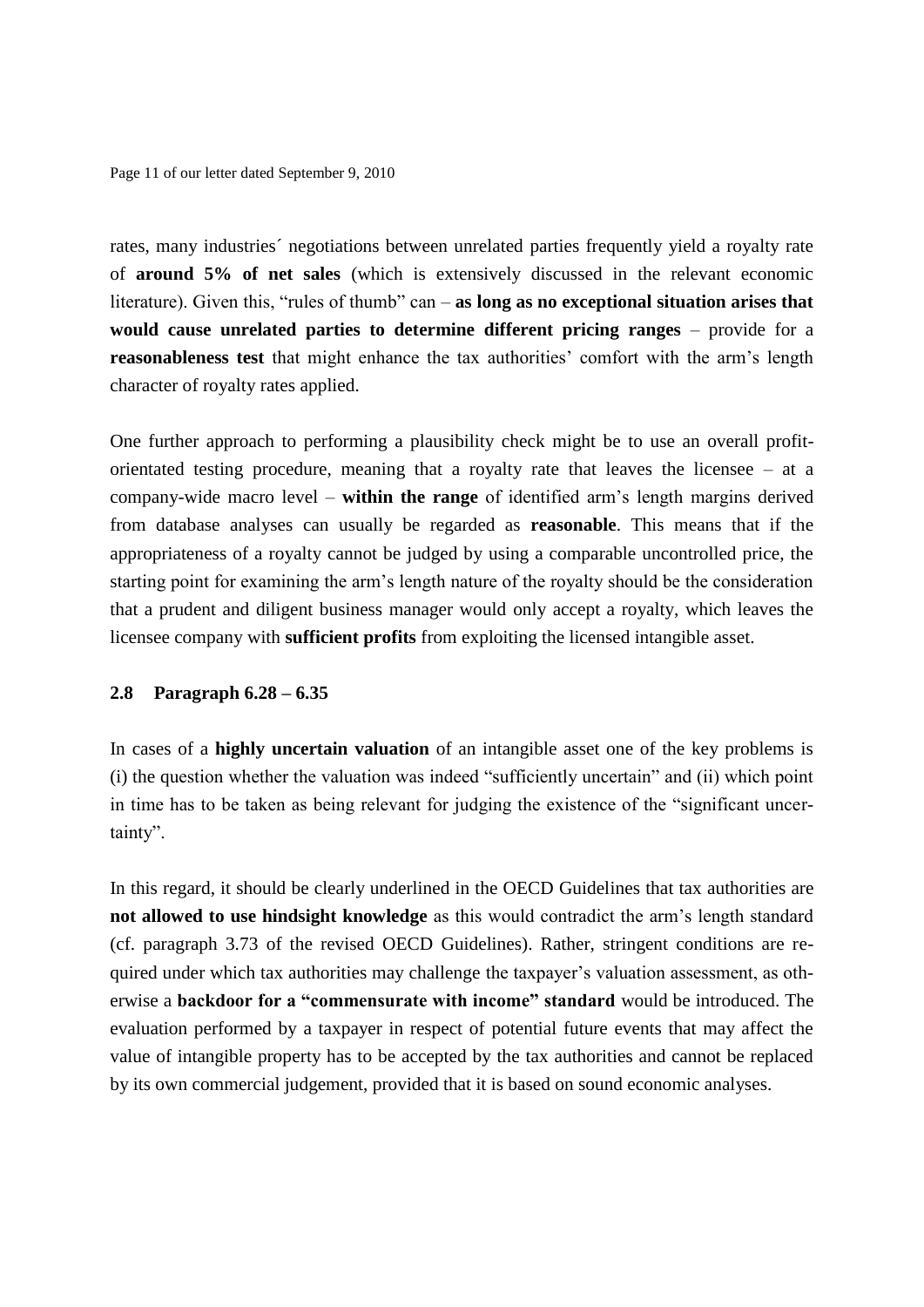rates, many industries´ negotiations between unrelated parties frequently yield a royalty rate of **around 5% of net sales** (which is extensively discussed in the relevant economic literature). Given this, "rules of thumb" can – **as long as no exceptional situation arises that would cause unrelated parties to determine different pricing ranges** – provide for a **reasonableness test** that might enhance the tax authorities' comfort with the arm's length character of royalty rates applied.

One further approach to performing a plausibility check might be to use an overall profit-orientated testing procedure, meaning that a royalty rate that leaves the licensee – at a company-wide macro level – **within the range** of identified arm's length margins derived from database analyses can usually be regarded as **reasonable**. This means that if the appropriateness of a royalty cannot be judged by using a comparable uncontrolled price, the starting point for examining the arm's length nature of the royalty should be the consideration that a prudent and diligent business manager would only accept a royalty, which leaves the licensee company with **sufficient profits** from exploiting the licensed intangible asset.

## 2.8 Paragraph 6.28 – 6.35

In cases of a **highly uncertain valuation** of an intangible asset one of the key problems is (i) the question whether the valuation was indeed "sufficiently uncertain" and (ii) which point in time has to be taken as being relevant for judging the existence of the "significant uncertainty".

In this regard, it should be clearly underlined in the OECD Guidelines that tax authorities are **not allowed to use hindsight knowledge** as this would contradict the arm's length standard (cf. paragraph 3.73 of the revised OECD Guidelines). Rather, stringent conditions are required under which tax authorities may challenge the taxpayer's valuation assessment, as otherwise a **backdoor for a "commensurate with income" standard** would be introduced. The evaluation performed by a taxpayer in respect of potential future events that may affect the value of intangible property has to be accepted by the tax authorities and cannot be replaced by its own commercial judgement, provided that it is based on sound economic analyses.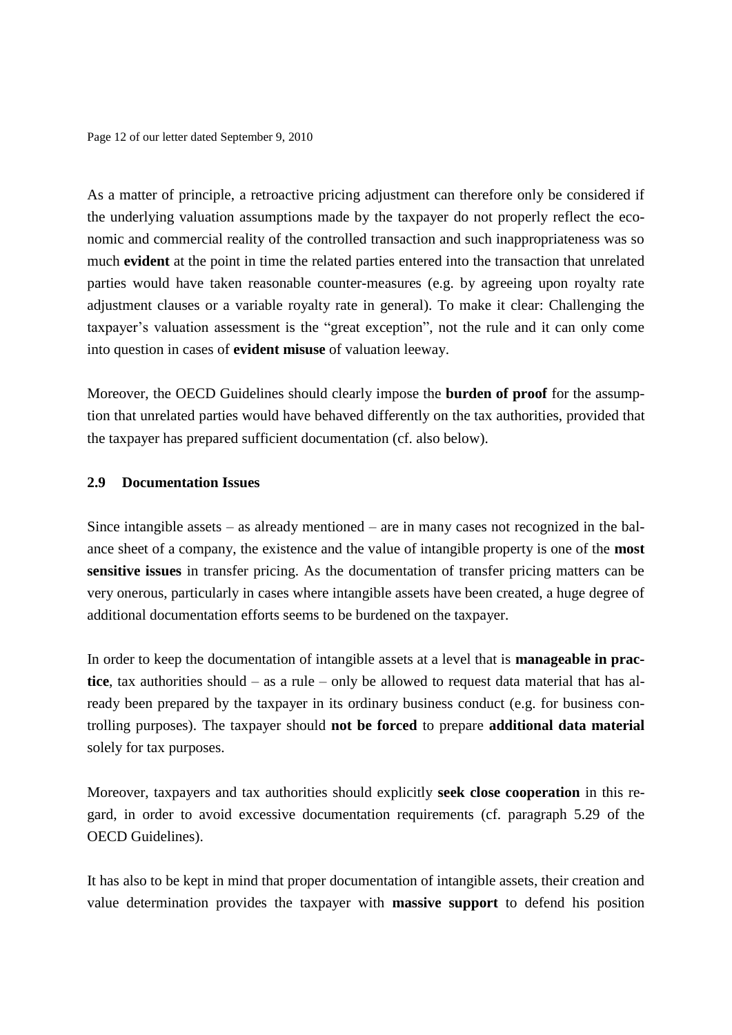As a matter of principle, a retroactive pricing adjustment can therefore only be considered if the underlying valuation assumptions made by the taxpayer do not properly reflect the economic and commercial reality of the controlled transaction and such inappropriateness was so much **evident** at the point in time the related parties entered into the transaction that unrelated parties would have taken reasonable counter-measures (e.g. by agreeing upon royalty rate adjustment clauses or a variable royalty rate in general). To make it clear: Challenging the taxpayer's valuation assessment is the "great exception", not the rule and it can only come into question in cases of **evident misuse** of valuation leeway.

Moreover, the OECD Guidelines should clearly impose the **burden of proof** for the assumption that unrelated parties would have behaved differently on the tax authorities, provided that the taxpayer has prepared sufficient documentation (cf. also below).

### 2.9 Documentation Issues

Since intangible assets – as already mentioned – are in many cases not recognized in the balance sheet of a company, the existence and the value of intangible property is one of the **most sensitive issues** in transfer pricing. As the documentation of transfer pricing matters can be very onerous, particularly in cases where intangible assets have been created, a huge degree of additional documentation efforts seems to be burdened on the taxpayer.

In order to keep the documentation of intangible assets at a level that is **manageable in practice**, tax authorities should – as a rule – only be allowed to request data material that has already been prepared by the taxpayer in its ordinary business conduct (e.g. for business controlling purposes). The taxpayer should **not be forced** to prepare **additional data material** solely for tax purposes.

Moreover, taxpayers and tax authorities should explicitly **seek close cooperation** in this regard, in order to avoid excessive documentation requirements (cf. paragraph 5.29 of the OECD Guidelines).

It has also to be kept in mind that proper documentation of intangible assets, their creation and value determination provides the taxpayer with **massive support** to defend his position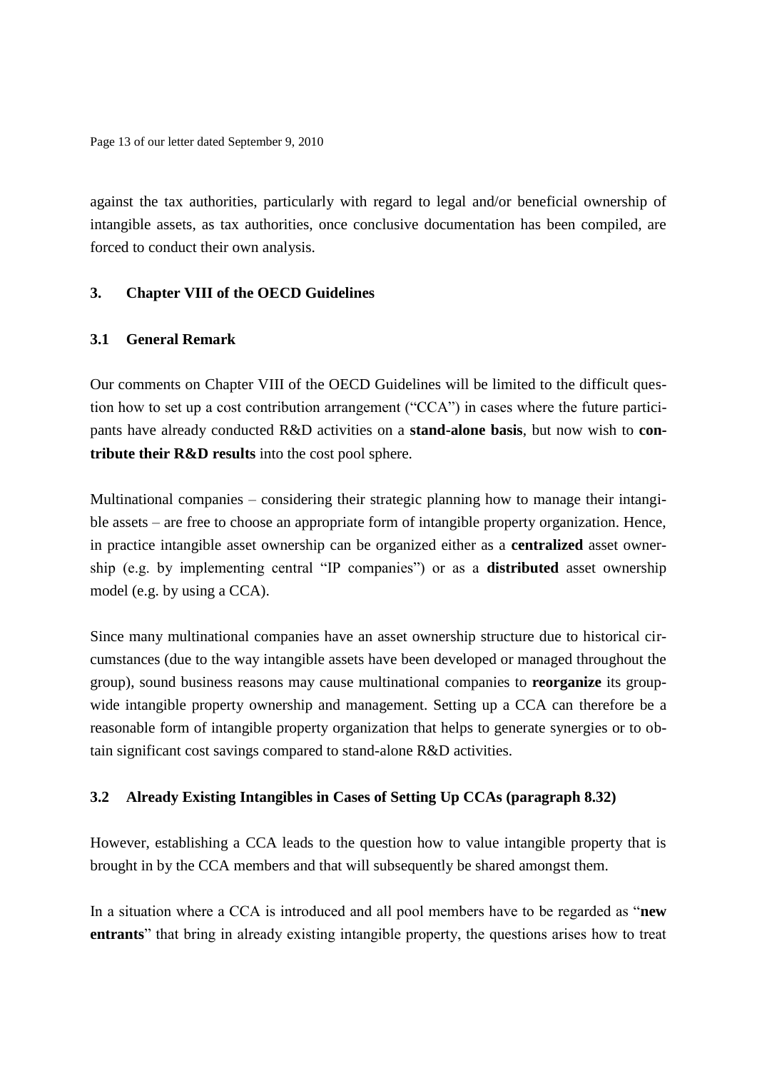against the tax authorities, particularly with regard to legal and/or beneficial ownership of intangible assets, as tax authorities, once conclusive documentation has been compiled, are forced to conduct their own analysis.

## 3. Chapter VIII of the OECD Guidelines

### 3.1 General Remark

Our comments on Chapter VIII of the OECD Guidelines will be limited to the difficult question how to set up a cost contribution arrangement ("CCA") in cases where the future participants have already conducted R&D activities on a **stand-alone basis**, but now wish to **contribute their R&D results** into the cost pool sphere.

Multinational companies – considering their strategic planning how to manage their intangible assets – are free to choose an appropriate form of intangible property organization. Hence, in practice intangible asset ownership can be organized either as a **centralized** asset ownership (e.g. by implementing central "IP companies") or as a **distributed** asset ownership model (e.g. by using a CCA).

Since many multinational companies have an asset ownership structure due to historical circumstances (due to the way intangible assets have been developed or managed throughout the group), sound business reasons may cause multinational companies to **reorganize** its group-wide intangible property ownership and management. Setting up a CCA can therefore be a reasonable form of intangible property organization that helps to generate synergies or to obtain significant cost savings compared to stand-alone R&D activities.

### 3.2 Already Existing Intangibles in Cases of Setting Up CCAs (paragraph 8.32)

However, establishing a CCA leads to the question how to value intangible property that is brought in by the CCA members and that will subsequently be shared amongst them.

In a situation where a CCA is introduced and all pool members have to be regarded as "**new entrants**" that bring in already existing intangible property, the questions arises how to treat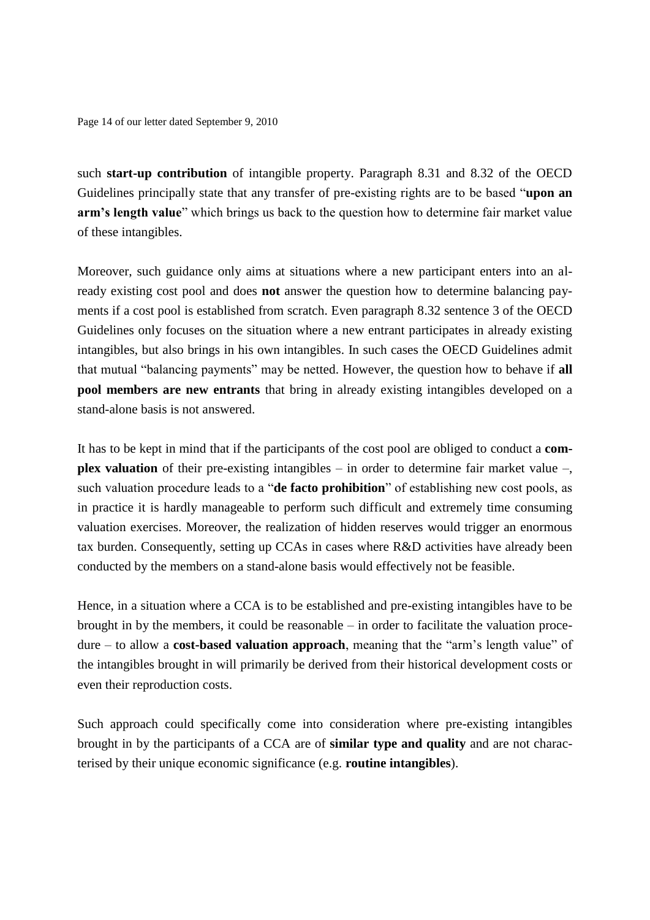such **start-up contribution** of intangible property. Paragraph 8.31 and 8.32 of the OECD Guidelines principally state that any transfer of pre-existing rights are to be based "**upon an arm's length value**" which brings us back to the question how to determine fair market value of these intangibles.

Moreover, such guidance only aims at situations where a new participant enters into an already existing cost pool and does **not** answer the question how to determine balancing payments if a cost pool is established from scratch. Even paragraph 8.32 sentence 3 of the OECD Guidelines only focuses on the situation where a new entrant participates in already existing intangibles, but also brings in his own intangibles. In such cases the OECD Guidelines admit that mutual "balancing payments" may be netted. However, the question how to behave if **all pool members are new entrants** that bring in already existing intangibles developed on a stand-alone basis is not answered.

It has to be kept in mind that if the participants of the cost pool are obliged to conduct a **complex valuation** of their pre-existing intangibles – in order to determine fair market value –, such valuation procedure leads to a "**de facto prohibition**" of establishing new cost pools, as in practice it is hardly manageable to perform such difficult and extremely time consuming valuation exercises. Moreover, the realization of hidden reserves would trigger an enormous tax burden. Consequently, setting up CCAs in cases where R&D activities have already been conducted by the members on a stand-alone basis would effectively not be feasible.

Hence, in a situation where a CCA is to be established and pre-existing intangibles have to be brought in by the members, it could be reasonable – in order to facilitate the valuation procedure – to allow a **cost-based valuation approach**, meaning that the "arm's length value" of the intangibles brought in will primarily be derived from their historical development costs or even their reproduction costs.

Such approach could specifically come into consideration where pre-existing intangibles brought in by the participants of a CCA are of **similar type and quality** and are not characterised by their unique economic significance (e.g. **routine intangibles**).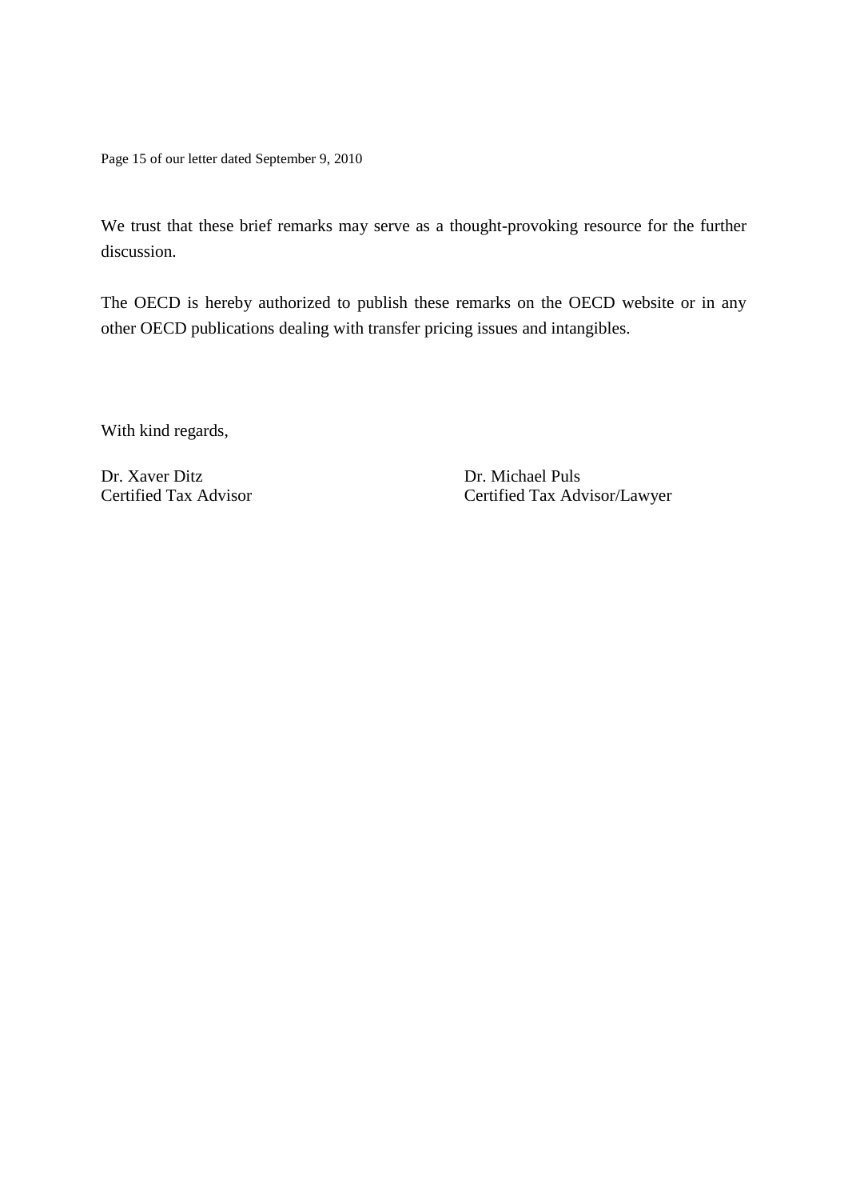We trust that these brief remarks may serve as a thought-provoking resource for the further discussion.

The OECD is hereby authorized to publish these remarks on the OECD website or in any other OECD publications dealing with transfer pricing issues and intangibles.

With kind regards,

| | |
|---|---|
| Dr. Xaver Ditz | Dr. Michael Puls |
| Certified Tax Advisor | Certified Tax Advisor/Lawyer |